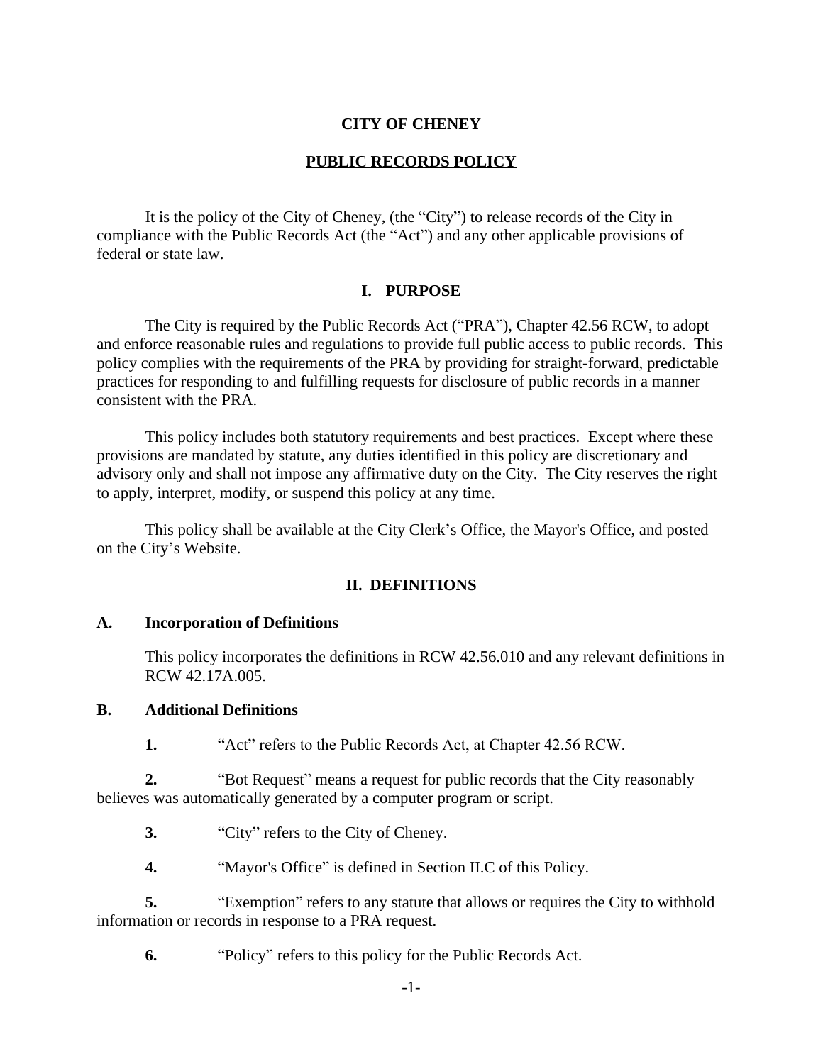# CITY OF CHENEY

## PUBLIC RECORDS POLICY

It is the policy of the City of Cheney, (the "City") to release records of the City in compliance with the Public Records Act (the "Act") and any other applicable provisions of federal or state law.

## I. PURPOSE

The City is required by the Public Records Act ("PRA"), Chapter 42.56 RCW, to adopt and enforce reasonable rules and regulations to provide full public access to public records. This policy complies with the requirements of the PRA by providing for straight-forward, predictable practices for responding to and fulfilling requests for disclosure of public records in a manner consistent with the PRA.

This policy includes both statutory requirements and best practices. Except where these provisions are mandated by statute, any duties identified in this policy are discretionary and advisory only and shall not impose any affirmative duty on the City. The City reserves the right to apply, interpret, modify, or suspend this policy at any time.

This policy shall be available at the City Clerk's Office, the Mayor's Office, and posted on the City's Website.

## II. DEFINITIONS

### A. Incorporation of Definitions

This policy incorporates the definitions in RCW 42.56.010 and any relevant definitions in RCW 42.17A.005.

### B. Additional Definitions

**1.** "Act" refers to the Public Records Act, at Chapter 42.56 RCW.

**2.** "Bot Request" means a request for public records that the City reasonably believes was automatically generated by a computer program or script.

**3.** "City" refers to the City of Cheney.

**4.** "Mayor's Office" is defined in Section II.C of this Policy.

**5.** "Exemption" refers to any statute that allows or requires the City to withhold information or records in response to a PRA request.

**6.** "Policy" refers to this policy for the Public Records Act.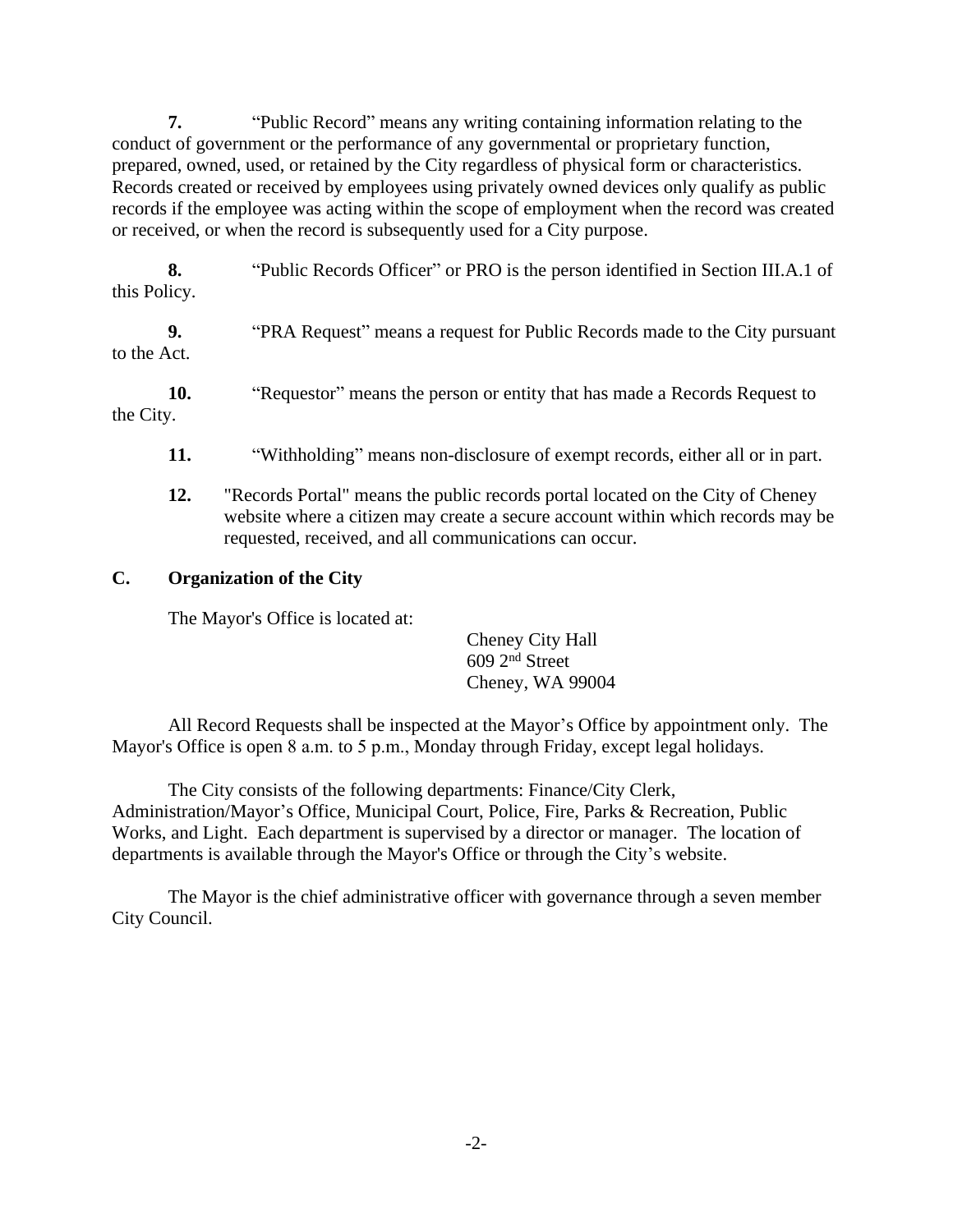**7.** "Public Record" means any writing containing information relating to the conduct of government or the performance of any governmental or proprietary function, prepared, owned, used, or retained by the City regardless of physical form or characteristics. Records created or received by employees using privately owned devices only qualify as public records if the employee was acting within the scope of employment when the record was created or received, or when the record is subsequently used for a City purpose.

**8.** "Public Records Officer" or PRO is the person identified in Section III.A.1 of this Policy.

**9.** "PRA Request" means a request for Public Records made to the City pursuant to the Act.

**10.** "Requestor" means the person or entity that has made a Records Request to the City.

**11.** "Withholding" means non-disclosure of exempt records, either all or in part.

**12.** "Records Portal" means the public records portal located on the City of Cheney website where a citizen may create a secure account within which records may be requested, received, and all communications can occur.

## C. Organization of the City

The Mayor's Office is located at:

Cheney City Hall
609 2nd Street
Cheney, WA 99004

All Record Requests shall be inspected at the Mayor's Office by appointment only. The Mayor's Office is open 8 a.m. to 5 p.m., Monday through Friday, except legal holidays.

The City consists of the following departments: Finance/City Clerk, Administration/Mayor's Office, Municipal Court, Police, Fire, Parks & Recreation, Public Works, and Light. Each department is supervised by a director or manager. The location of departments is available through the Mayor's Office or through the City's website.

The Mayor is the chief administrative officer with governance through a seven member City Council.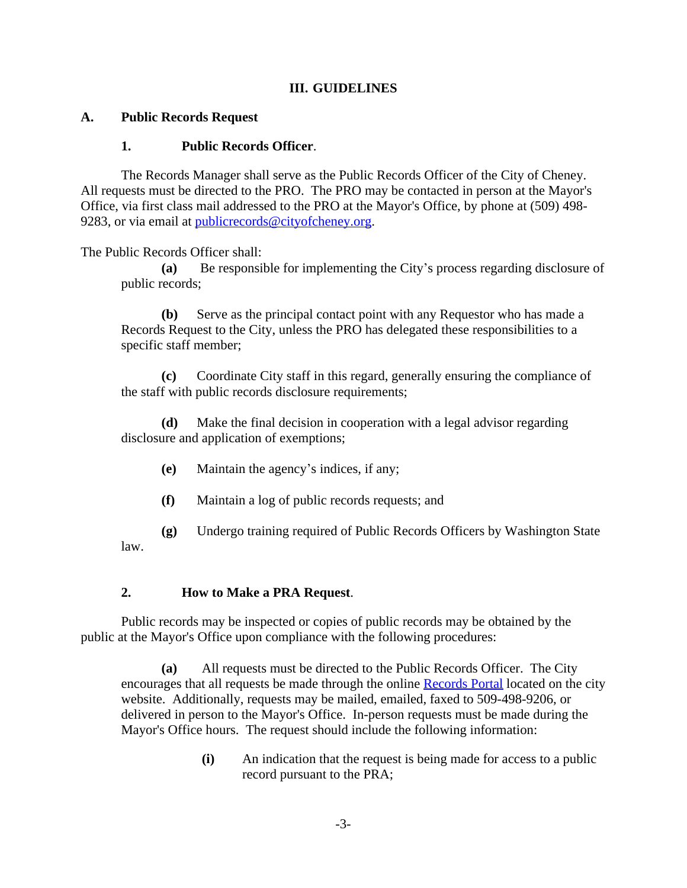## III. GUIDELINES

### A. Public Records Request

#### 1. Public Records Officer.

The Records Manager shall serve as the Public Records Officer of the City of Cheney. All requests must be directed to the PRO. The PRO may be contacted in person at the Mayor's Office, via first class mail addressed to the PRO at the Mayor's Office, by phone at (509) 498-9283, or via email at [publicrecords@cityofcheney.org](mailto:publicrecords@cityofcheney.org).

The Public Records Officer shall:

**(a)** Be responsible for implementing the City's process regarding disclosure of public records;

**(b)** Serve as the principal contact point with any Requestor who has made a Records Request to the City, unless the PRO has delegated these responsibilities to a specific staff member;

**(c)** Coordinate City staff in this regard, generally ensuring the compliance of the staff with public records disclosure requirements;

**(d)** Make the final decision in cooperation with a legal advisor regarding disclosure and application of exemptions;

**(e)** Maintain the agency's indices, if any;

**(f)** Maintain a log of public records requests; and

**(g)** Undergo training required of Public Records Officers by Washington State law.

#### 2. How to Make a PRA Request.

Public records may be inspected or copies of public records may be obtained by the public at the Mayor's Office upon compliance with the following procedures:

**(a)** All requests must be directed to the Public Records Officer. The City encourages that all requests be made through the online Records Portal located on the city website. Additionally, requests may be mailed, emailed, faxed to 509-498-9206, or delivered in person to the Mayor's Office. In-person requests must be made during the Mayor's Office hours. The request should include the following information:

**(i)** An indication that the request is being made for access to a public record pursuant to the PRA;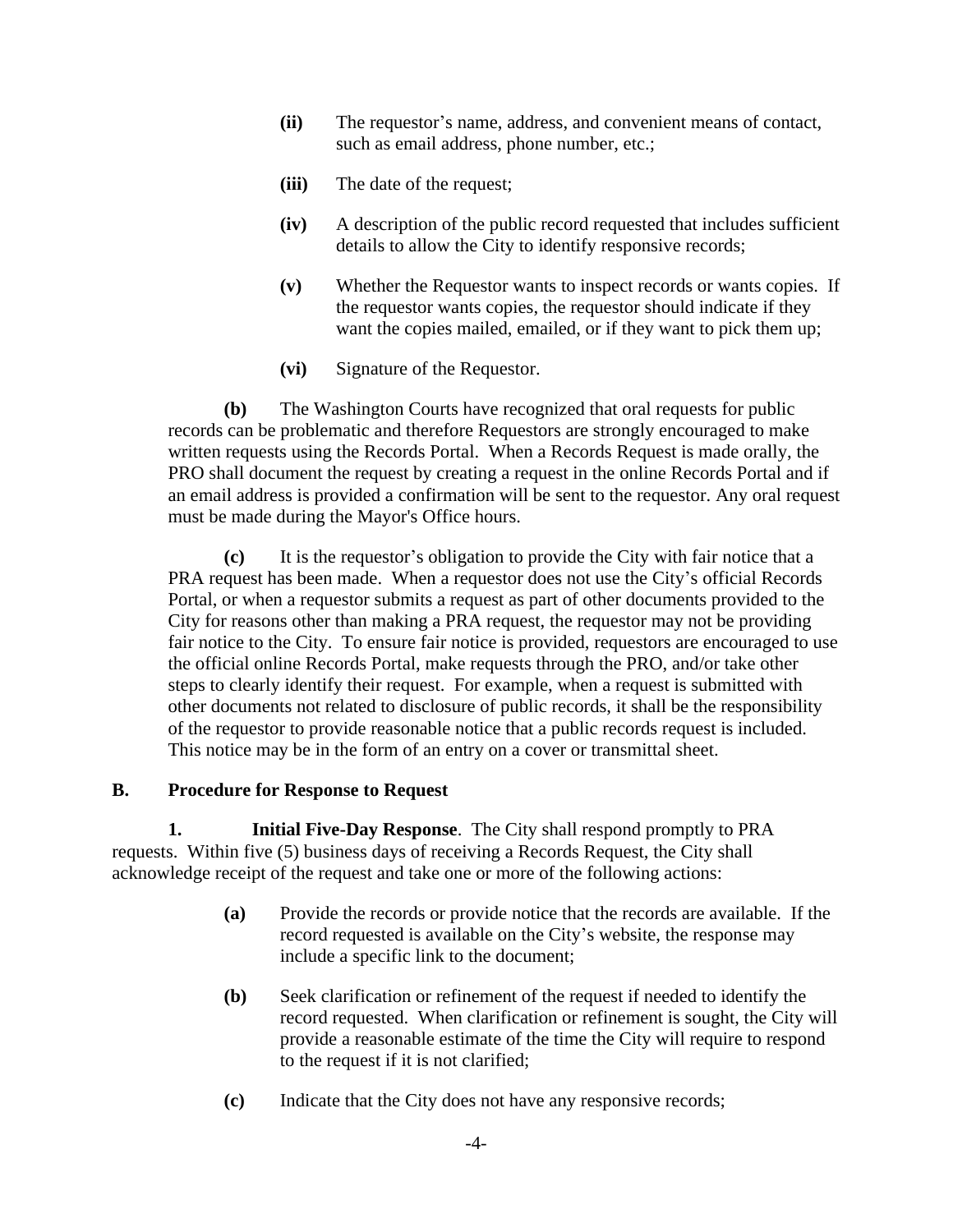**(ii)** The requestor's name, address, and convenient means of contact, such as email address, phone number, etc.;

**(iii)** The date of the request;

**(iv)** A description of the public record requested that includes sufficient details to allow the City to identify responsive records;

**(v)** Whether the Requestor wants to inspect records or wants copies. If the requestor wants copies, the requestor should indicate if they want the copies mailed, emailed, or if they want to pick them up;

**(vi)** Signature of the Requestor.

**(b)** The Washington Courts have recognized that oral requests for public records can be problematic and therefore Requestors are strongly encouraged to make written requests using the Records Portal. When a Records Request is made orally, the PRO shall document the request by creating a request in the online Records Portal and if an email address is provided a confirmation will be sent to the requestor. Any oral request must be made during the Mayor's Office hours.

**(c)** It is the requestor's obligation to provide the City with fair notice that a PRA request has been made. When a requestor does not use the City's official Records Portal, or when a requestor submits a request as part of other documents provided to the City for reasons other than making a PRA request, the requestor may not be providing fair notice to the City. To ensure fair notice is provided, requestors are encouraged to use the official online Records Portal, make requests through the PRO, and/or take other steps to clearly identify their request. For example, when a request is submitted with other documents not related to disclosure of public records, it shall be the responsibility of the requestor to provide reasonable notice that a public records request is included. This notice may be in the form of an entry on a cover or transmittal sheet.

## B. Procedure for Response to Request

**1. Initial Five-Day Response**. The City shall respond promptly to PRA requests. Within five (5) business days of receiving a Records Request, the City shall acknowledge receipt of the request and take one or more of the following actions:

**(a)** Provide the records or provide notice that the records are available. If the record requested is available on the City's website, the response may include a specific link to the document;

**(b)** Seek clarification or refinement of the request if needed to identify the record requested. When clarification or refinement is sought, the City will provide a reasonable estimate of the time the City will require to respond to the request if it is not clarified;

**(c)** Indicate that the City does not have any responsive records;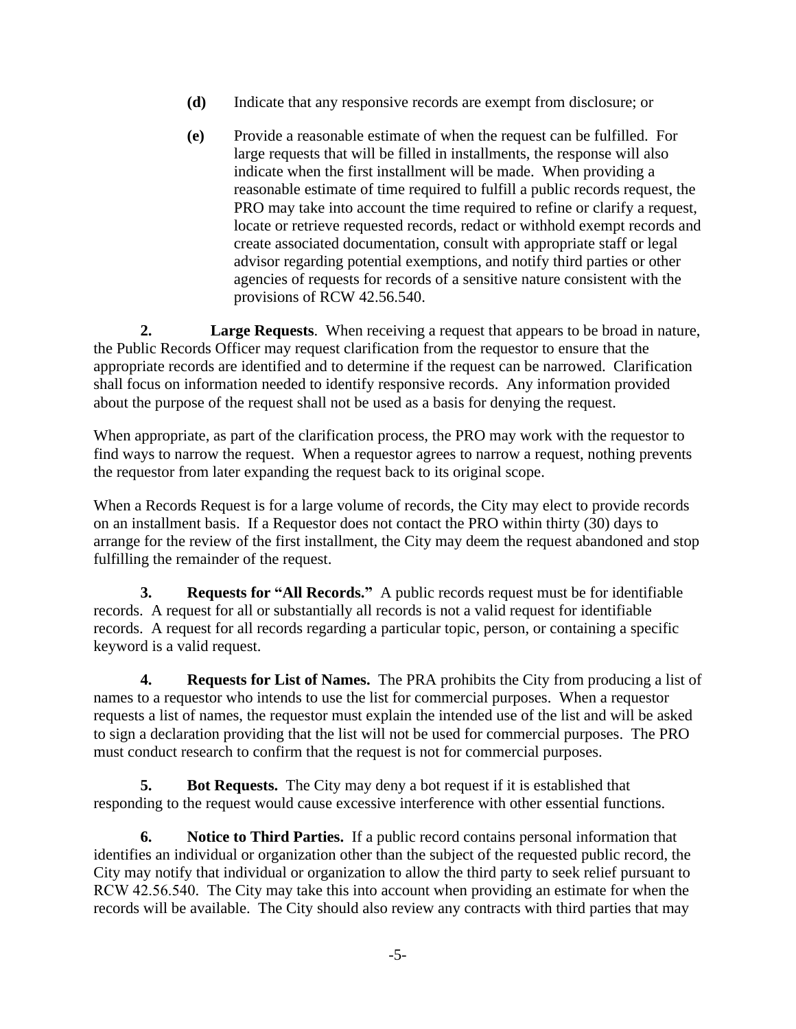**(d)** Indicate that any responsive records are exempt from disclosure; or

**(e)** Provide a reasonable estimate of when the request can be fulfilled. For large requests that will be filled in installments, the response will also indicate when the first installment will be made. When providing a reasonable estimate of time required to fulfill a public records request, the PRO may take into account the time required to refine or clarify a request, locate or retrieve requested records, redact or withhold exempt records and create associated documentation, consult with appropriate staff or legal advisor regarding potential exemptions, and notify third parties or other agencies of requests for records of a sensitive nature consistent with the provisions of RCW 42.56.540.

**2. Large Requests**. When receiving a request that appears to be broad in nature, the Public Records Officer may request clarification from the requestor to ensure that the appropriate records are identified and to determine if the request can be narrowed. Clarification shall focus on information needed to identify responsive records. Any information provided about the purpose of the request shall not be used as a basis for denying the request.

When appropriate, as part of the clarification process, the PRO may work with the requestor to find ways to narrow the request. When a requestor agrees to narrow a request, nothing prevents the requestor from later expanding the request back to its original scope.

When a Records Request is for a large volume of records, the City may elect to provide records on an installment basis. If a Requestor does not contact the PRO within thirty (30) days to arrange for the review of the first installment, the City may deem the request abandoned and stop fulfilling the remainder of the request.

**3. Requests for "All Records."** A public records request must be for identifiable records. A request for all or substantially all records is not a valid request for identifiable records. A request for all records regarding a particular topic, person, or containing a specific keyword is a valid request.

**4. Requests for List of Names.** The PRA prohibits the City from producing a list of names to a requestor who intends to use the list for commercial purposes. When a requestor requests a list of names, the requestor must explain the intended use of the list and will be asked to sign a declaration providing that the list will not be used for commercial purposes. The PRO must conduct research to confirm that the request is not for commercial purposes.

**5. Bot Requests.** The City may deny a bot request if it is established that responding to the request would cause excessive interference with other essential functions.

**6. Notice to Third Parties.** If a public record contains personal information that identifies an individual or organization other than the subject of the requested public record, the City may notify that individual or organization to allow the third party to seek relief pursuant to RCW 42.56.540. The City may take this into account when providing an estimate for when the records will be available. The City should also review any contracts with third parties that may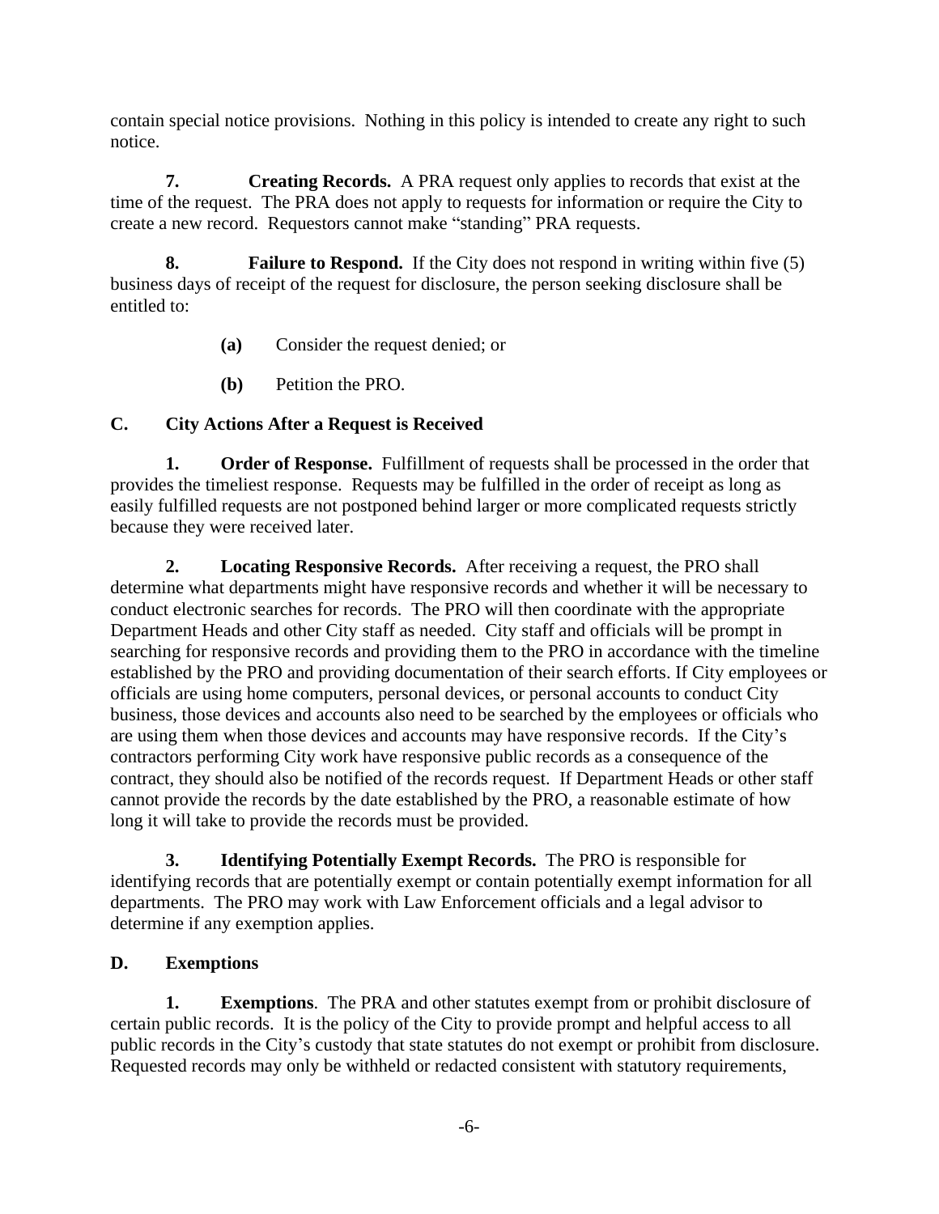contain special notice provisions. Nothing in this policy is intended to create any right to such notice.

**7. Creating Records.** A PRA request only applies to records that exist at the time of the request. The PRA does not apply to requests for information or require the City to create a new record. Requestors cannot make "standing" PRA requests.

**8. Failure to Respond.** If the City does not respond in writing within five (5) business days of receipt of the request for disclosure, the person seeking disclosure shall be entitled to:

**(a)** Consider the request denied; or

**(b)** Petition the PRO.

## C. City Actions After a Request is Received

**1. Order of Response.** Fulfillment of requests shall be processed in the order that provides the timeliest response. Requests may be fulfilled in the order of receipt as long as easily fulfilled requests are not postponed behind larger or more complicated requests strictly because they were received later.

**2. Locating Responsive Records.** After receiving a request, the PRO shall determine what departments might have responsive records and whether it will be necessary to conduct electronic searches for records. The PRO will then coordinate with the appropriate Department Heads and other City staff as needed. City staff and officials will be prompt in searching for responsive records and providing them to the PRO in accordance with the timeline established by the PRO and providing documentation of their search efforts. If City employees or officials are using home computers, personal devices, or personal accounts to conduct City business, those devices and accounts also need to be searched by the employees or officials who are using them when those devices and accounts may have responsive records. If the City's contractors performing City work have responsive public records as a consequence of the contract, they should also be notified of the records request. If Department Heads or other staff cannot provide the records by the date established by the PRO, a reasonable estimate of how long it will take to provide the records must be provided.

**3. Identifying Potentially Exempt Records.** The PRO is responsible for identifying records that are potentially exempt or contain potentially exempt information for all departments. The PRO may work with Law Enforcement officials and a legal advisor to determine if any exemption applies.

## D. Exemptions

**1. Exemptions**. The PRA and other statutes exempt from or prohibit disclosure of certain public records. It is the policy of the City to provide prompt and helpful access to all public records in the City's custody that state statutes do not exempt or prohibit from disclosure. Requested records may only be withheld or redacted consistent with statutory requirements,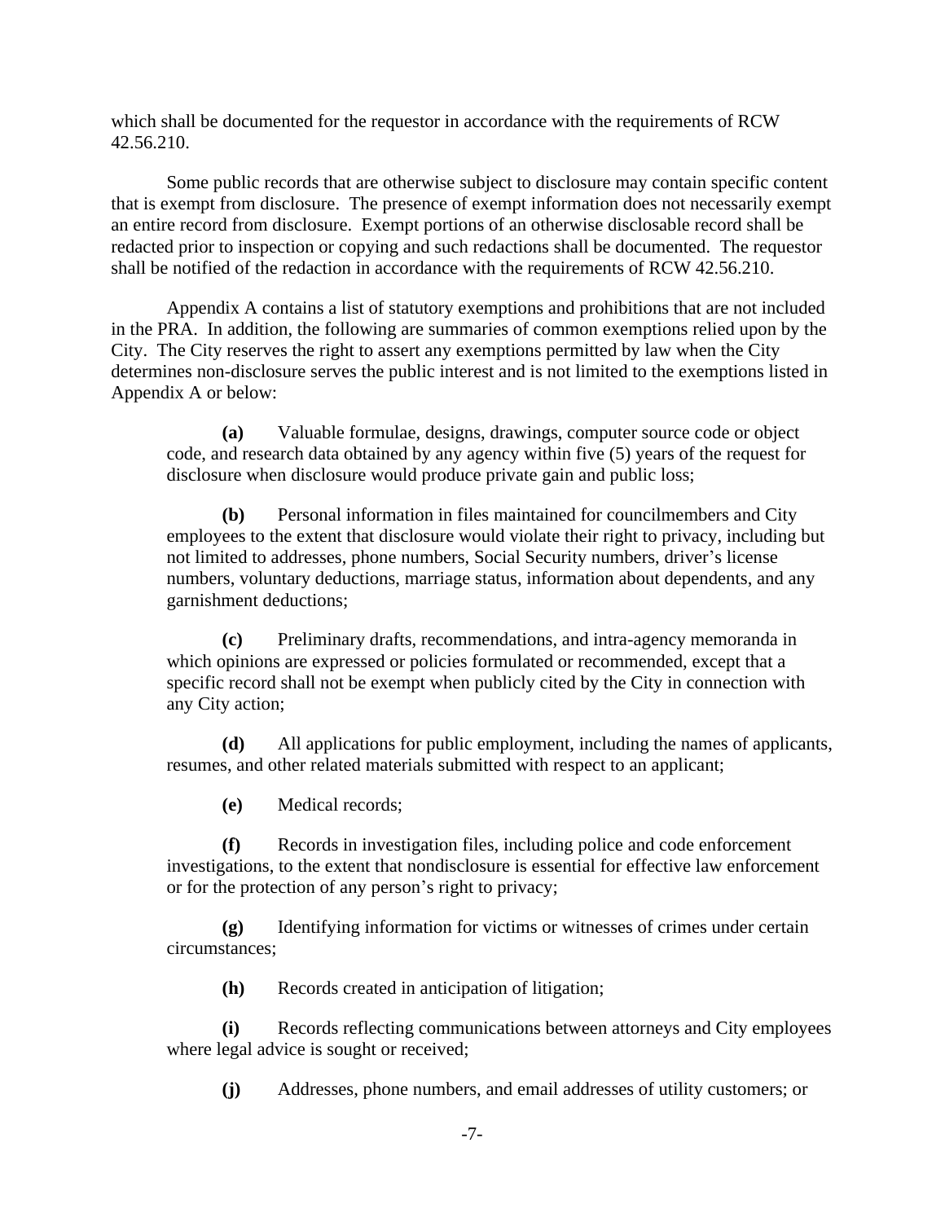which shall be documented for the requestor in accordance with the requirements of RCW 42.56.210.

Some public records that are otherwise subject to disclosure may contain specific content that is exempt from disclosure. The presence of exempt information does not necessarily exempt an entire record from disclosure. Exempt portions of an otherwise disclosable record shall be redacted prior to inspection or copying and such redactions shall be documented. The requestor shall be notified of the redaction in accordance with the requirements of RCW 42.56.210.

Appendix A contains a list of statutory exemptions and prohibitions that are not included in the PRA. In addition, the following are summaries of common exemptions relied upon by the City. The City reserves the right to assert any exemptions permitted by law when the City determines non-disclosure serves the public interest and is not limited to the exemptions listed in Appendix A or below:

**(a)** Valuable formulae, designs, drawings, computer source code or object code, and research data obtained by any agency within five (5) years of the request for disclosure when disclosure would produce private gain and public loss;

**(b)** Personal information in files maintained for councilmembers and City employees to the extent that disclosure would violate their right to privacy, including but not limited to addresses, phone numbers, Social Security numbers, driver's license numbers, voluntary deductions, marriage status, information about dependents, and any garnishment deductions;

**(c)** Preliminary drafts, recommendations, and intra-agency memoranda in which opinions are expressed or policies formulated or recommended, except that a specific record shall not be exempt when publicly cited by the City in connection with any City action;

**(d)** All applications for public employment, including the names of applicants, resumes, and other related materials submitted with respect to an applicant;

**(e)** Medical records;

**(f)** Records in investigation files, including police and code enforcement investigations, to the extent that nondisclosure is essential for effective law enforcement or for the protection of any person's right to privacy;

**(g)** Identifying information for victims or witnesses of crimes under certain circumstances;

**(h)** Records created in anticipation of litigation;

**(i)** Records reflecting communications between attorneys and City employees where legal advice is sought or received;

**(j)** Addresses, phone numbers, and email addresses of utility customers; or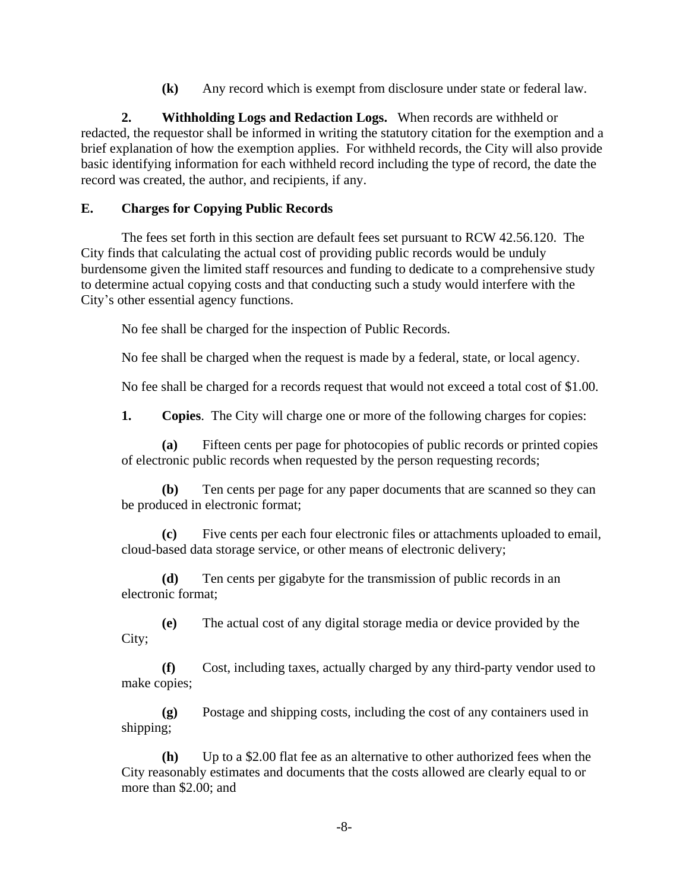**(k)** Any record which is exempt from disclosure under state or federal law.

**2. Withholding Logs and Redaction Logs.** When records are withheld or redacted, the requestor shall be informed in writing the statutory citation for the exemption and a brief explanation of how the exemption applies. For withheld records, the City will also provide basic identifying information for each withheld record including the type of record, the date the record was created, the author, and recipients, if any.

### E. Charges for Copying Public Records

The fees set forth in this section are default fees set pursuant to RCW 42.56.120. The City finds that calculating the actual cost of providing public records would be unduly burdensome given the limited staff resources and funding to dedicate to a comprehensive study to determine actual copying costs and that conducting such a study would interfere with the City's other essential agency functions.

No fee shall be charged for the inspection of Public Records.

No fee shall be charged when the request is made by a federal, state, or local agency.

No fee shall be charged for a records request that would not exceed a total cost of $1.00.

**1. Copies**. The City will charge one or more of the following charges for copies:

**(a)** Fifteen cents per page for photocopies of public records or printed copies of electronic public records when requested by the person requesting records;

**(b)** Ten cents per page for any paper documents that are scanned so they can be produced in electronic format;

**(c)** Five cents per each four electronic files or attachments uploaded to email, cloud-based data storage service, or other means of electronic delivery;

**(d)** Ten cents per gigabyte for the transmission of public records in an electronic format;

**(e)** The actual cost of any digital storage media or device provided by the City;

**(f)** Cost, including taxes, actually charged by any third-party vendor used to make copies;

**(g)** Postage and shipping costs, including the cost of any containers used in shipping;

**(h)** Up to a $2.00 flat fee as an alternative to other authorized fees when the City reasonably estimates and documents that the costs allowed are clearly equal to or more than $2.00; and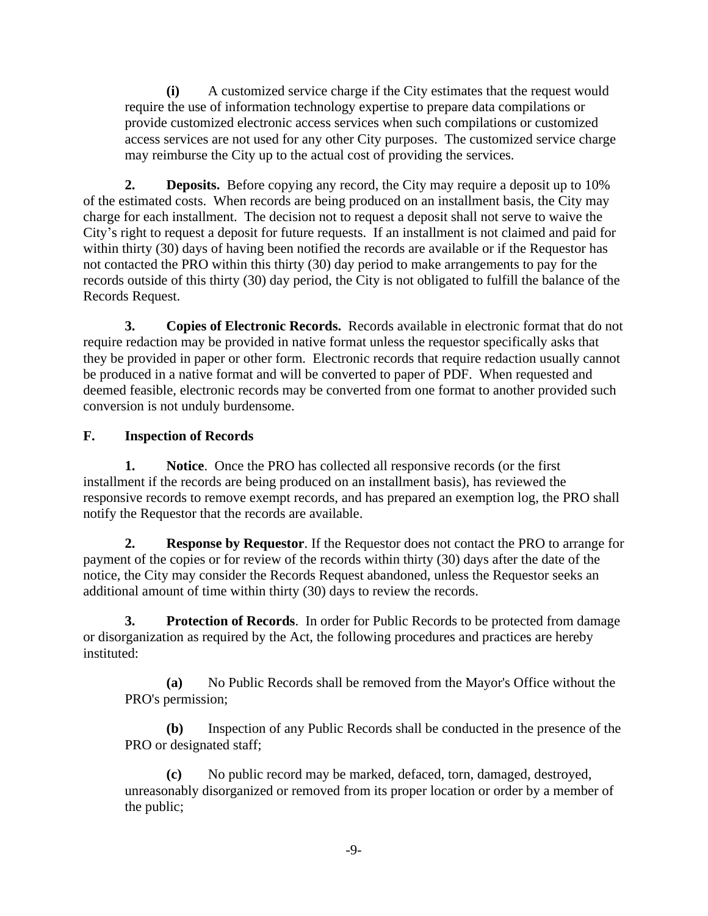**(i)** A customized service charge if the City estimates that the request would require the use of information technology expertise to prepare data compilations or provide customized electronic access services when such compilations or customized access services are not used for any other City purposes. The customized service charge may reimburse the City up to the actual cost of providing the services.

**2. Deposits.** Before copying any record, the City may require a deposit up to 10% of the estimated costs. When records are being produced on an installment basis, the City may charge for each installment. The decision not to request a deposit shall not serve to waive the City's right to request a deposit for future requests. If an installment is not claimed and paid for within thirty (30) days of having been notified the records are available or if the Requestor has not contacted the PRO within this thirty (30) day period to make arrangements to pay for the records outside of this thirty (30) day period, the City is not obligated to fulfill the balance of the Records Request.

**3. Copies of Electronic Records.** Records available in electronic format that do not require redaction may be provided in native format unless the requestor specifically asks that they be provided in paper or other form. Electronic records that require redaction usually cannot be produced in a native format and will be converted to paper of PDF. When requested and deemed feasible, electronic records may be converted from one format to another provided such conversion is not unduly burdensome.

## F. Inspection of Records

**1. Notice**. Once the PRO has collected all responsive records (or the first installment if the records are being produced on an installment basis), has reviewed the responsive records to remove exempt records, and has prepared an exemption log, the PRO shall notify the Requestor that the records are available.

**2. Response by Requestor**. If the Requestor does not contact the PRO to arrange for payment of the copies or for review of the records within thirty (30) days after the date of the notice, the City may consider the Records Request abandoned, unless the Requestor seeks an additional amount of time within thirty (30) days to review the records.

**3. Protection of Records**. In order for Public Records to be protected from damage or disorganization as required by the Act, the following procedures and practices are hereby instituted:

**(a)** No Public Records shall be removed from the Mayor's Office without the PRO's permission;

**(b)** Inspection of any Public Records shall be conducted in the presence of the PRO or designated staff;

**(c)** No public record may be marked, defaced, torn, damaged, destroyed, unreasonably disorganized or removed from its proper location or order by a member of the public;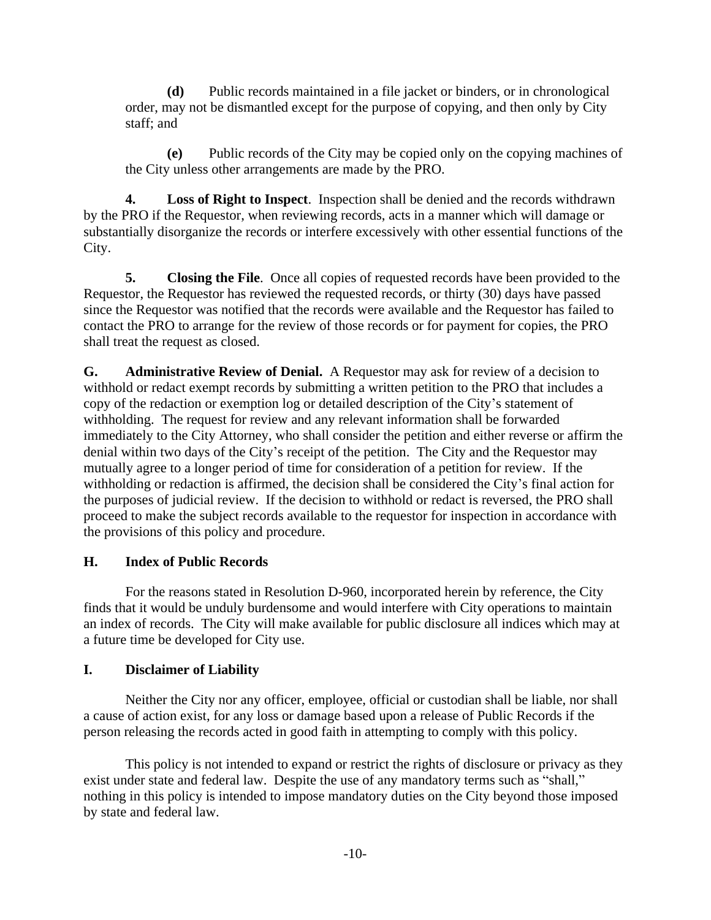**(d)** Public records maintained in a file jacket or binders, or in chronological order, may not be dismantled except for the purpose of copying, and then only by City staff; and

**(e)** Public records of the City may be copied only on the copying machines of the City unless other arrangements are made by the PRO.

**4. Loss of Right to Inspect**. Inspection shall be denied and the records withdrawn by the PRO if the Requestor, when reviewing records, acts in a manner which will damage or substantially disorganize the records or interfere excessively with other essential functions of the City.

**5. Closing the File**. Once all copies of requested records have been provided to the Requestor, the Requestor has reviewed the requested records, or thirty (30) days have passed since the Requestor was notified that the records were available and the Requestor has failed to contact the PRO to arrange for the review of those records or for payment for copies, the PRO shall treat the request as closed.

**G. Administrative Review of Denial.** A Requestor may ask for review of a decision to withhold or redact exempt records by submitting a written petition to the PRO that includes a copy of the redaction or exemption log or detailed description of the City's statement of withholding. The request for review and any relevant information shall be forwarded immediately to the City Attorney, who shall consider the petition and either reverse or affirm the denial within two days of the City's receipt of the petition. The City and the Requestor may mutually agree to a longer period of time for consideration of a petition for review. If the withholding or redaction is affirmed, the decision shall be considered the City's final action for the purposes of judicial review. If the decision to withhold or redact is reversed, the PRO shall proceed to make the subject records available to the requestor for inspection in accordance with the provisions of this policy and procedure.

## H. Index of Public Records

For the reasons stated in Resolution D-960, incorporated herein by reference, the City finds that it would be unduly burdensome and would interfere with City operations to maintain an index of records. The City will make available for public disclosure all indices which may at a future time be developed for City use.

## I. Disclaimer of Liability

Neither the City nor any officer, employee, official or custodian shall be liable, nor shall a cause of action exist, for any loss or damage based upon a release of Public Records if the person releasing the records acted in good faith in attempting to comply with this policy.

This policy is not intended to expand or restrict the rights of disclosure or privacy as they exist under state and federal law. Despite the use of any mandatory terms such as "shall," nothing in this policy is intended to impose mandatory duties on the City beyond those imposed by state and federal law.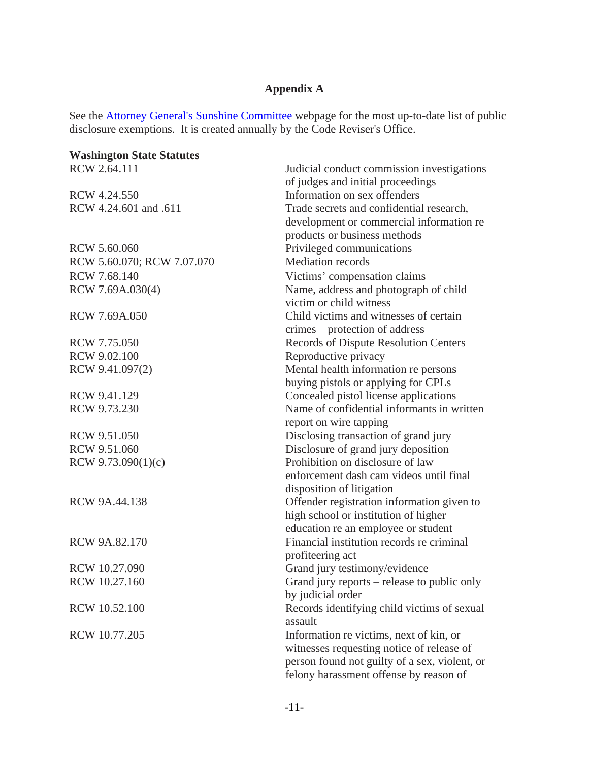# Appendix A

See the [Attorney General's Sunshine Committee](#) webpage for the most up-to-date list of public disclosure exemptions. It is created annually by the Code Reviser's Office.

**Washington State Statutes**

| | |
|---|---|
| RCW 2.64.111 | Judicial conduct commission investigations of judges and initial proceedings |
| RCW 4.24.550 | Information on sex offenders |
| RCW 4.24.601 and .611 | Trade secrets and confidential research, development or commercial information re products or business methods |
| RCW 5.60.060 | Privileged communications |
| RCW 5.60.070; RCW 7.07.070 | Mediation records |
| RCW 7.68.140 | Victims' compensation claims |
| RCW 7.69A.030(4) | Name, address and photograph of child victim or child witness |
| RCW 7.69A.050 | Child victims and witnesses of certain crimes – protection of address |
| RCW 7.75.050 | Records of Dispute Resolution Centers |
| RCW 9.02.100 | Reproductive privacy |
| RCW 9.41.097(2) | Mental health information re persons buying pistols or applying for CPLs |
| RCW 9.41.129 | Concealed pistol license applications |
| RCW 9.73.230 | Name of confidential informants in written report on wire tapping |
| RCW 9.51.050 | Disclosing transaction of grand jury |
| RCW 9.51.060 | Disclosure of grand jury deposition |
| RCW 9.73.090(1)(c) | Prohibition on disclosure of law enforcement dash cam videos until final disposition of litigation |
| RCW 9A.44.138 | Offender registration information given to high school or institution of higher education re an employee or student |
| RCW 9A.82.170 | Financial institution records re criminal profiteering act |
| RCW 10.27.090 | Grand jury testimony/evidence |
| RCW 10.27.160 | Grand jury reports – release to public only by judicial order |
| RCW 10.52.100 | Records identifying child victims of sexual assault |
| RCW 10.77.205 | Information re victims, next of kin, or witnesses requesting notice of release of person found not guilty of a sex, violent, or felony harassment offense by reason of |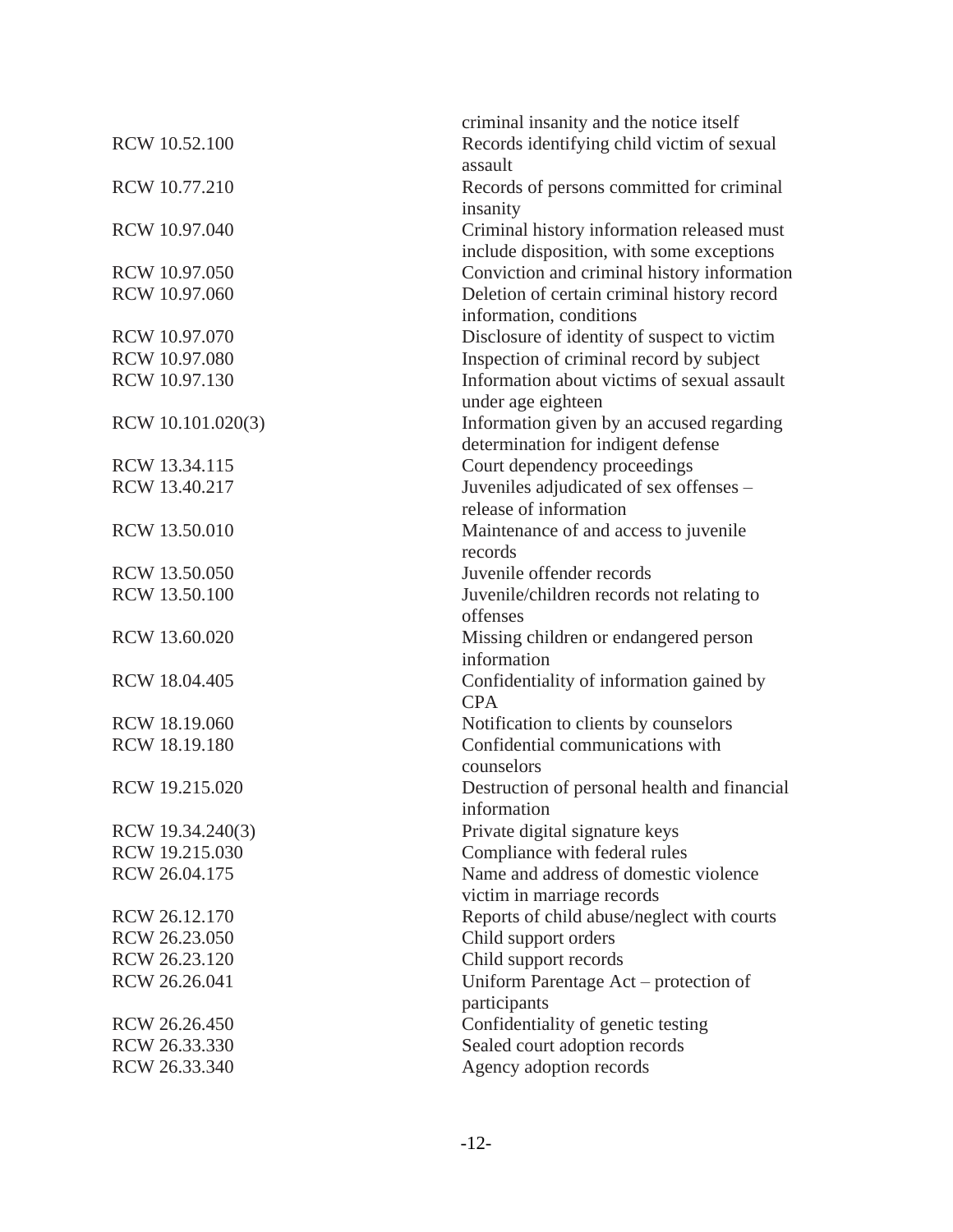| | |
|---|---|
| | criminal insanity and the notice itself |
| RCW 10.52.100 | Records identifying child victim of sexual assault |
| RCW 10.77.210 | Records of persons committed for criminal insanity |
| RCW 10.97.040 | Criminal history information released must include disposition, with some exceptions |
| RCW 10.97.050 | Conviction and criminal history information |
| RCW 10.97.060 | Deletion of certain criminal history record information, conditions |
| RCW 10.97.070 | Disclosure of identity of suspect to victim |
| RCW 10.97.080 | Inspection of criminal record by subject |
| RCW 10.97.130 | Information about victims of sexual assault under age eighteen |
| RCW 10.101.020(3) | Information given by an accused regarding determination for indigent defense |
| RCW 13.34.115 | Court dependency proceedings |
| RCW 13.40.217 | Juveniles adjudicated of sex offenses – release of information |
| RCW 13.50.010 | Maintenance of and access to juvenile records |
| RCW 13.50.050 | Juvenile offender records |
| RCW 13.50.100 | Juvenile/children records not relating to offenses |
| RCW 13.60.020 | Missing children or endangered person information |
| RCW 18.04.405 | Confidentiality of information gained by CPA |
| RCW 18.19.060 | Notification to clients by counselors |
| RCW 18.19.180 | Confidential communications with counselors |
| RCW 19.215.020 | Destruction of personal health and financial information |
| RCW 19.34.240(3) | Private digital signature keys |
| RCW 19.215.030 | Compliance with federal rules |
| RCW 26.04.175 | Name and address of domestic violence victim in marriage records |
| RCW 26.12.170 | Reports of child abuse/neglect with courts |
| RCW 26.23.050 | Child support orders |
| RCW 26.23.120 | Child support records |
| RCW 26.26.041 | Uniform Parentage Act – protection of participants |
| RCW 26.26.450 | Confidentiality of genetic testing |
| RCW 26.33.330 | Sealed court adoption records |
| RCW 26.33.340 | Agency adoption records |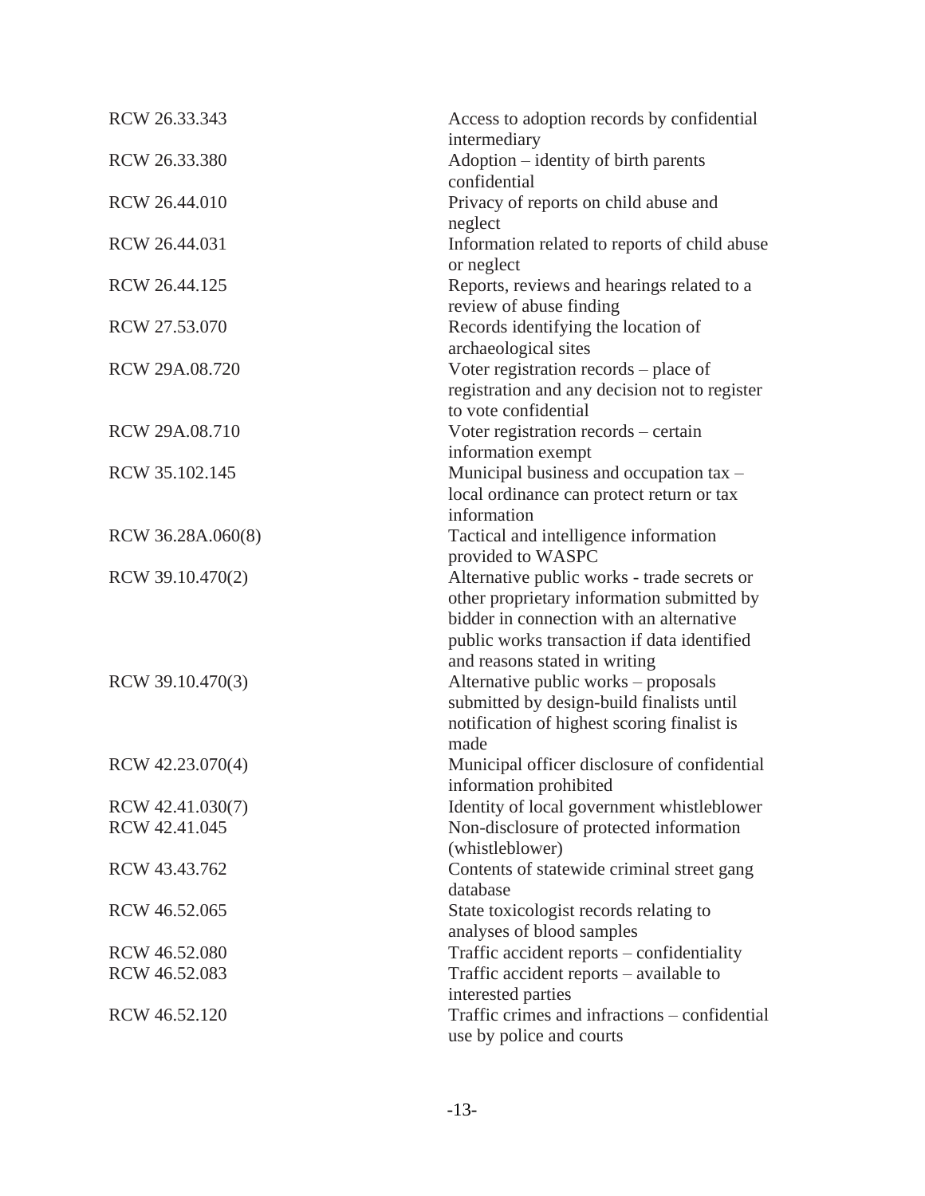| | |
|---|---|
| RCW 26.33.343 | Access to adoption records by confidential intermediary |
| RCW 26.33.380 | Adoption – identity of birth parents confidential |
| RCW 26.44.010 | Privacy of reports on child abuse and neglect |
| RCW 26.44.031 | Information related to reports of child abuse or neglect |
| RCW 26.44.125 | Reports, reviews and hearings related to a review of abuse finding |
| RCW 27.53.070 | Records identifying the location of archaeological sites |
| RCW 29A.08.720 | Voter registration records – place of registration and any decision not to register to vote confidential |
| RCW 29A.08.710 | Voter registration records – certain information exempt |
| RCW 35.102.145 | Municipal business and occupation tax – local ordinance can protect return or tax information |
| RCW 36.28A.060(8) | Tactical and intelligence information provided to WASPC |
| RCW 39.10.470(2) | Alternative public works - trade secrets or other proprietary information submitted by bidder in connection with an alternative public works transaction if data identified and reasons stated in writing |
| RCW 39.10.470(3) | Alternative public works – proposals submitted by design-build finalists until notification of highest scoring finalist is made |
| RCW 42.23.070(4) | Municipal officer disclosure of confidential information prohibited |
| RCW 42.41.030(7) | Identity of local government whistleblower |
| RCW 42.41.045 | Non-disclosure of protected information (whistleblower) |
| RCW 43.43.762 | Contents of statewide criminal street gang database |
| RCW 46.52.065 | State toxicologist records relating to analyses of blood samples |
| RCW 46.52.080 | Traffic accident reports – confidentiality |
| RCW 46.52.083 | Traffic accident reports – available to interested parties |
| RCW 46.52.120 | Traffic crimes and infractions – confidential use by police and courts |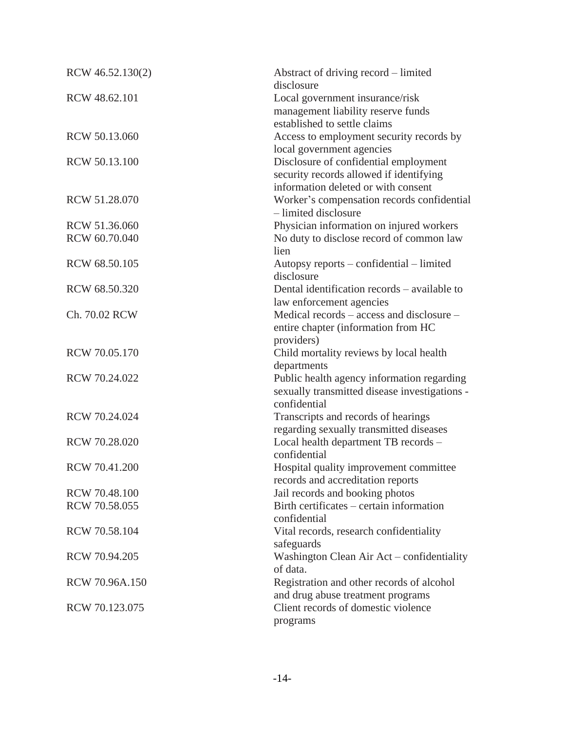| | |
|---|---|
| RCW 46.52.130(2) | Abstract of driving record – limited disclosure |
| RCW 48.62.101 | Local government insurance/risk management liability reserve funds established to settle claims |
| RCW 50.13.060 | Access to employment security records by local government agencies |
| RCW 50.13.100 | Disclosure of confidential employment security records allowed if identifying information deleted or with consent |
| RCW 51.28.070 | Worker's compensation records confidential – limited disclosure |
| RCW 51.36.060 | Physician information on injured workers |
| RCW 60.70.040 | No duty to disclose record of common law lien |
| RCW 68.50.105 | Autopsy reports – confidential – limited disclosure |
| RCW 68.50.320 | Dental identification records – available to law enforcement agencies |
| Ch. 70.02 RCW | Medical records – access and disclosure – entire chapter (information from HC providers) |
| RCW 70.05.170 | Child mortality reviews by local health departments |
| RCW 70.24.022 | Public health agency information regarding sexually transmitted disease investigations - confidential |
| RCW 70.24.024 | Transcripts and records of hearings regarding sexually transmitted diseases |
| RCW 70.28.020 | Local health department TB records – confidential |
| RCW 70.41.200 | Hospital quality improvement committee records and accreditation reports |
| RCW 70.48.100 | Jail records and booking photos |
| RCW 70.58.055 | Birth certificates – certain information confidential |
| RCW 70.58.104 | Vital records, research confidentiality safeguards |
| RCW 70.94.205 | Washington Clean Air Act – confidentiality of data. |
| RCW 70.96A.150 | Registration and other records of alcohol and drug abuse treatment programs |
| RCW 70.123.075 | Client records of domestic violence programs |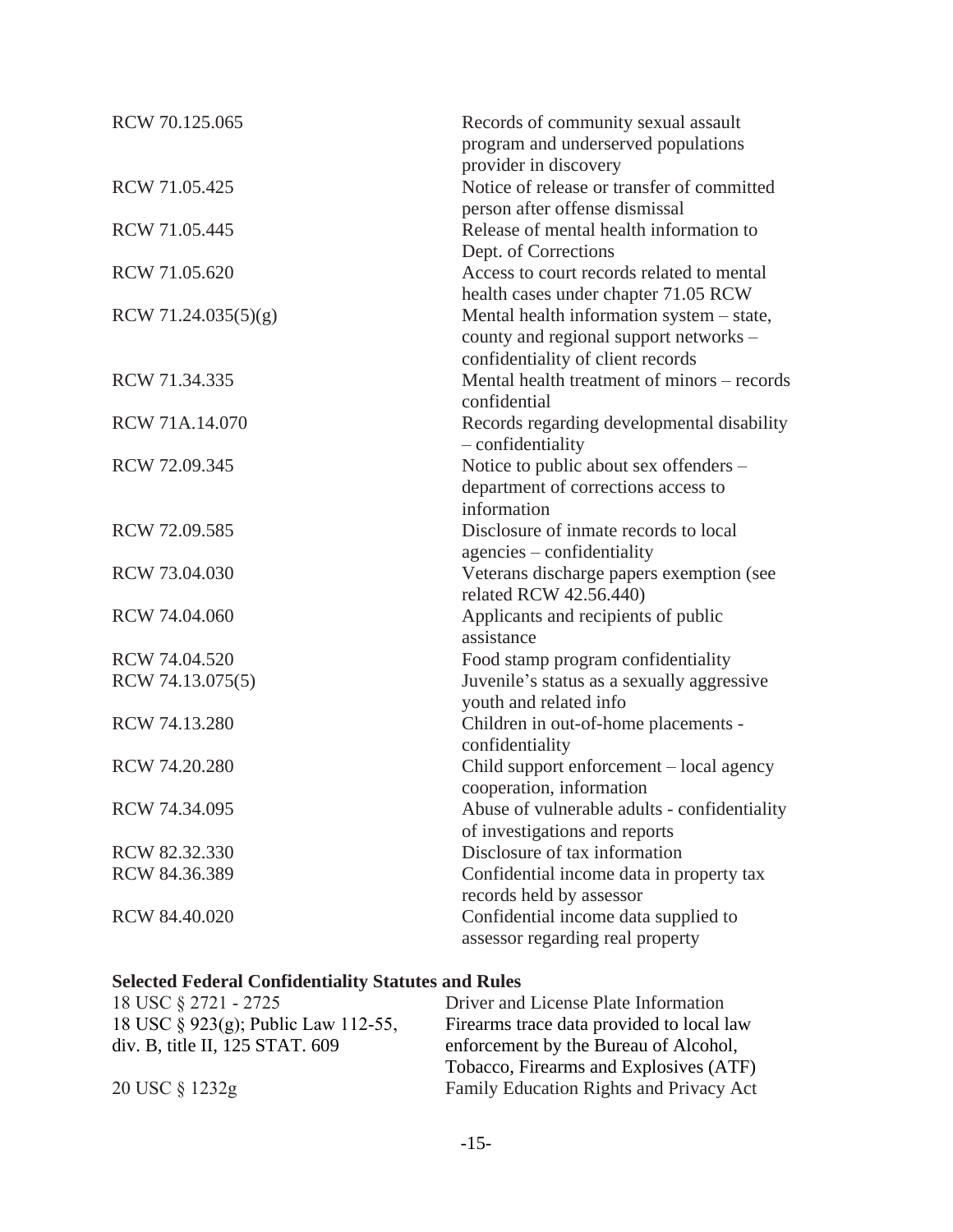| | |
|---|---|
| RCW 70.125.065 | Records of community sexual assault program and underserved populations provider in discovery |
| RCW 71.05.425 | Notice of release or transfer of committed person after offense dismissal |
| RCW 71.05.445 | Release of mental health information to Dept. of Corrections |
| RCW 71.05.620 | Access to court records related to mental health cases under chapter 71.05 RCW |
| RCW 71.24.035(5)(g) | Mental health information system – state, county and regional support networks – confidentiality of client records |
| RCW 71.34.335 | Mental health treatment of minors – records confidential |
| RCW 71A.14.070 | Records regarding developmental disability – confidentiality |
| RCW 72.09.345 | Notice to public about sex offenders – department of corrections access to information |
| RCW 72.09.585 | Disclosure of inmate records to local agencies – confidentiality |
| RCW 73.04.030 | Veterans discharge papers exemption (see related RCW 42.56.440) |
| RCW 74.04.060 | Applicants and recipients of public assistance |
| RCW 74.04.520 | Food stamp program confidentiality |
| RCW 74.13.075(5) | Juvenile's status as a sexually aggressive youth and related info |
| RCW 74.13.280 | Children in out-of-home placements - confidentiality |
| RCW 74.20.280 | Child support enforcement – local agency cooperation, information |
| RCW 74.34.095 | Abuse of vulnerable adults - confidentiality of investigations and reports |
| RCW 82.32.330 | Disclosure of tax information |
| RCW 84.36.389 | Confidential income data in property tax records held by assessor |
| RCW 84.40.020 | Confidential income data supplied to assessor regarding real property |

**Selected Federal Confidentiality Statutes and Rules**

| | |
|---|---|
| 18 USC § 2721 - 2725 | Driver and License Plate Information |
| 18 USC § 923(g); Public Law 112-55, div. B, title II, 125 STAT. 609 | Firearms trace data provided to local law enforcement by the Bureau of Alcohol, Tobacco, Firearms and Explosives (ATF) |
| 20 USC § 1232g | Family Education Rights and Privacy Act |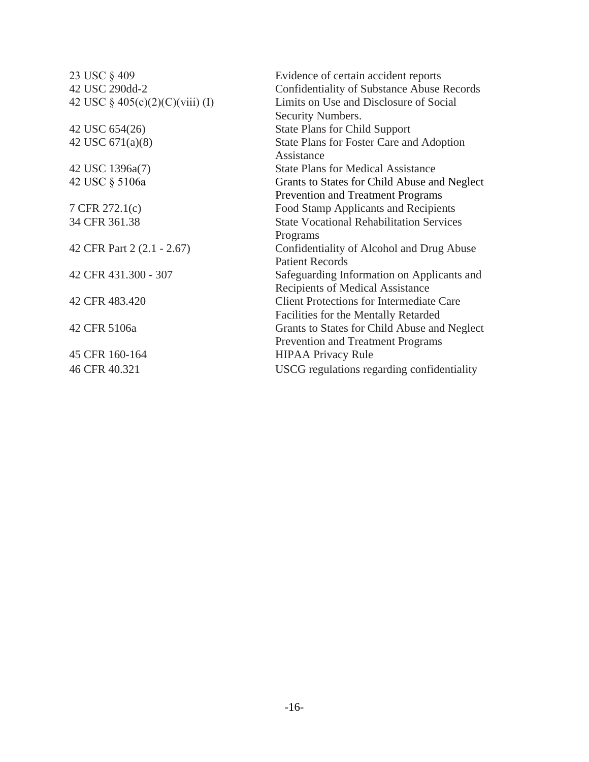| | |
|---|---|
| 23 USC § 409 | Evidence of certain accident reports |
| 42 USC 290dd-2 | Confidentiality of Substance Abuse Records |
| 42 USC § 405(c)(2)(C)(viii) (I) | Limits on Use and Disclosure of Social Security Numbers. |
| 42 USC 654(26) | State Plans for Child Support |
| 42 USC 671(a)(8) | State Plans for Foster Care and Adoption Assistance |
| 42 USC 1396a(7) | State Plans for Medical Assistance |
| 42 USC § 5106a | Grants to States for Child Abuse and Neglect Prevention and Treatment Programs |
| 7 CFR 272.1(c) | Food Stamp Applicants and Recipients |
| 34 CFR 361.38 | State Vocational Rehabilitation Services Programs |
| 42 CFR Part 2 (2.1 - 2.67) | Confidentiality of Alcohol and Drug Abuse Patient Records |
| 42 CFR 431.300 - 307 | Safeguarding Information on Applicants and Recipients of Medical Assistance |
| 42 CFR 483.420 | Client Protections for Intermediate Care Facilities for the Mentally Retarded |
| 42 CFR 5106a | Grants to States for Child Abuse and Neglect Prevention and Treatment Programs |
| 45 CFR 160-164 | HIPAA Privacy Rule |
| 46 CFR 40.321 | USCG regulations regarding confidentiality |